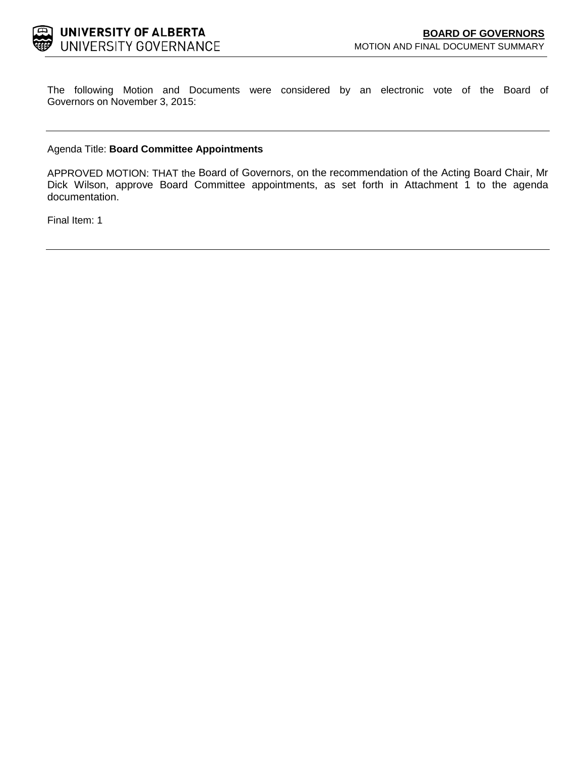**UNIVERSITY OF ALBERTA**
UNIVERSITY GOVERNANCE

**BOARD OF GOVERNORS**
MOTION AND FINAL DOCUMENT SUMMARY

The following Motion and Documents were considered by an electronic vote of the Board of Governors on November 3, 2015:

---

Agenda Title: **Board Committee Appointments**

APPROVED MOTION: THAT the Board of Governors, on the recommendation of the Acting Board Chair, Mr Dick Wilson, approve Board Committee appointments, as set forth in Attachment 1 to the agenda documentation.

Final Item: 1

---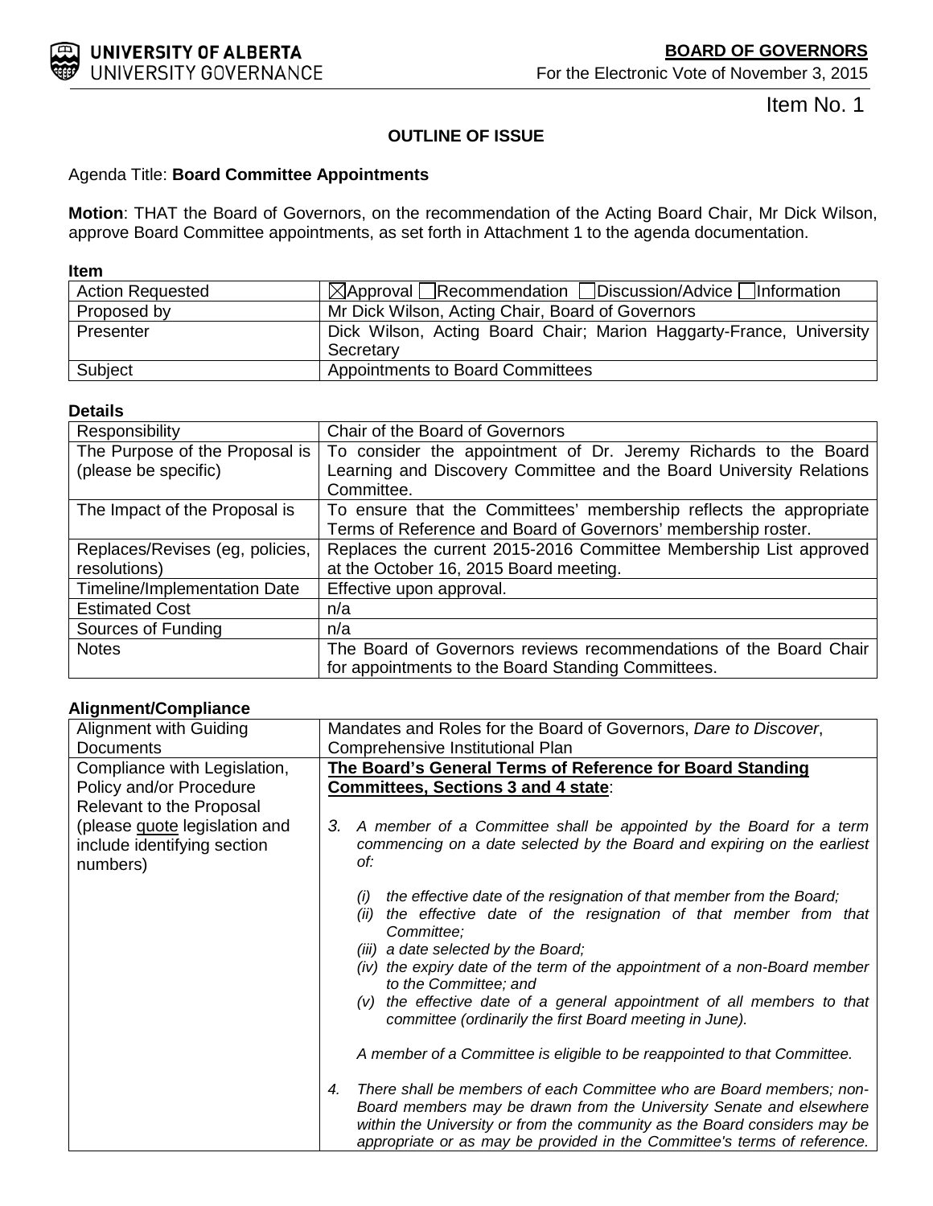**BOARD OF GOVERNORS**

For the Electronic Vote of November 3, 2015

Item No. 1

**OUTLINE OF ISSUE**

Agenda Title: **Board Committee Appointments**

**Motion**: THAT the Board of Governors, on the recommendation of the Acting Board Chair, Mr Dick Wilson, approve Board Committee appointments, as set forth in Attachment 1 to the agenda documentation.

**Item**

| | |
|---|---|
| Action Requested | ☒Approval ☐Recommendation ☐Discussion/Advice ☐Information |
| Proposed by | Mr Dick Wilson, Acting Chair, Board of Governors |
| Presenter | Dick Wilson, Acting Board Chair; Marion Haggarty-France, University Secretary |
| Subject | Appointments to Board Committees |

**Details**

| | |
|---|---|
| Responsibility | Chair of the Board of Governors |
| The Purpose of the Proposal is (please be specific) | To consider the appointment of Dr. Jeremy Richards to the Board Learning and Discovery Committee and the Board University Relations Committee. |
| The Impact of the Proposal is | To ensure that the Committees' membership reflects the appropriate Terms of Reference and Board of Governors' membership roster. |
| Replaces/Revises (eg, policies, resolutions) | Replaces the current 2015-2016 Committee Membership List approved at the October 16, 2015 Board meeting. |
| Timeline/Implementation Date | Effective upon approval. |
| Estimated Cost | n/a |
| Sources of Funding | n/a |
| Notes | The Board of Governors reviews recommendations of the Board Chair for appointments to the Board Standing Committees. |

**Alignment/Compliance**

| | |
|---|---|
| Alignment with Guiding Documents | Mandates and Roles for the Board of Governors, *Dare to Discover*, Comprehensive Institutional Plan |
| Compliance with Legislation, Policy and/or Procedure Relevant to the Proposal (please quote legislation and include identifying section numbers) | **The Board's General Terms of Reference for Board Standing Committees, Sections 3 and 4 state**:<br><br>*3. A member of a Committee shall be appointed by the Board for a term commencing on a date selected by the Board and expiring on the earliest of:*<br><br>*(i) the effective date of the resignation of that member from the Board;*<br>*(ii) the effective date of the resignation of that member from that Committee;*<br>*(iii) a date selected by the Board;*<br>*(iv) the expiry date of the term of the appointment of a non-Board member to the Committee; and*<br>*(v) the effective date of a general appointment of all members to that committee (ordinarily the first Board meeting in June).*<br><br>*A member of a Committee is eligible to be reappointed to that Committee.*<br><br>*4. There shall be members of each Committee who are Board members; non-Board members may be drawn from the University Senate and elsewhere within the University or from the community as the Board considers may be appropriate or as may be provided in the Committee's terms of reference.* |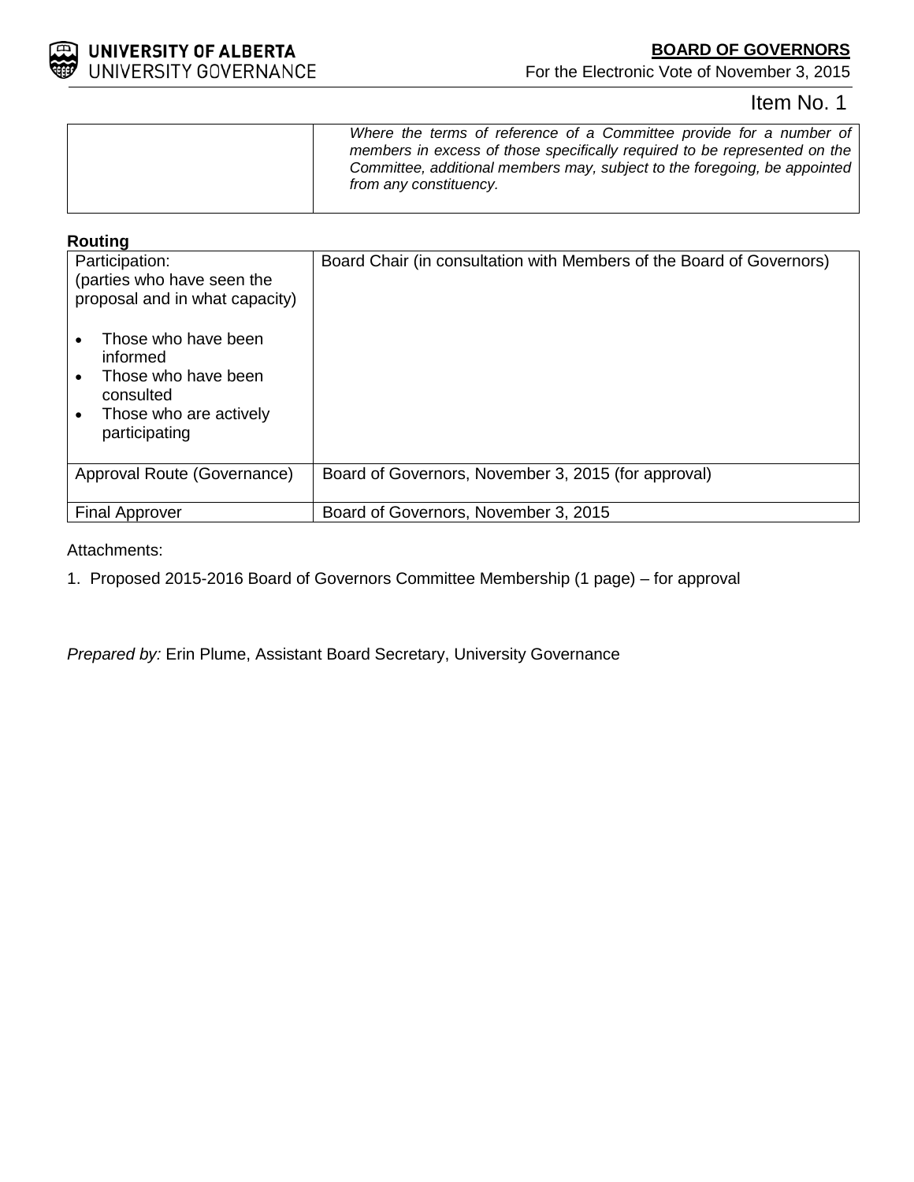Item No. 1

| | *Where the terms of reference of a Committee provide for a number of members in excess of those specifically required to be represented on the Committee, additional members may, subject to the foregoing, be appointed from any constituency.* |
|---|---|

**Routing**

| Participation: (parties who have seen the proposal and in what capacity) <ul><li>Those who have been informed</li><li>Those who have been consulted</li><li>Those who are actively participating</li></ul> | Board Chair (in consultation with Members of the Board of Governors) |
|---|---|
| Approval Route (Governance) | Board of Governors, November 3, 2015 (for approval) |
| Final Approver | Board of Governors, November 3, 2015 |

Attachments:

1. Proposed 2015-2016 Board of Governors Committee Membership (1 page) – for approval

*Prepared by:* Erin Plume, Assistant Board Secretary, University Governance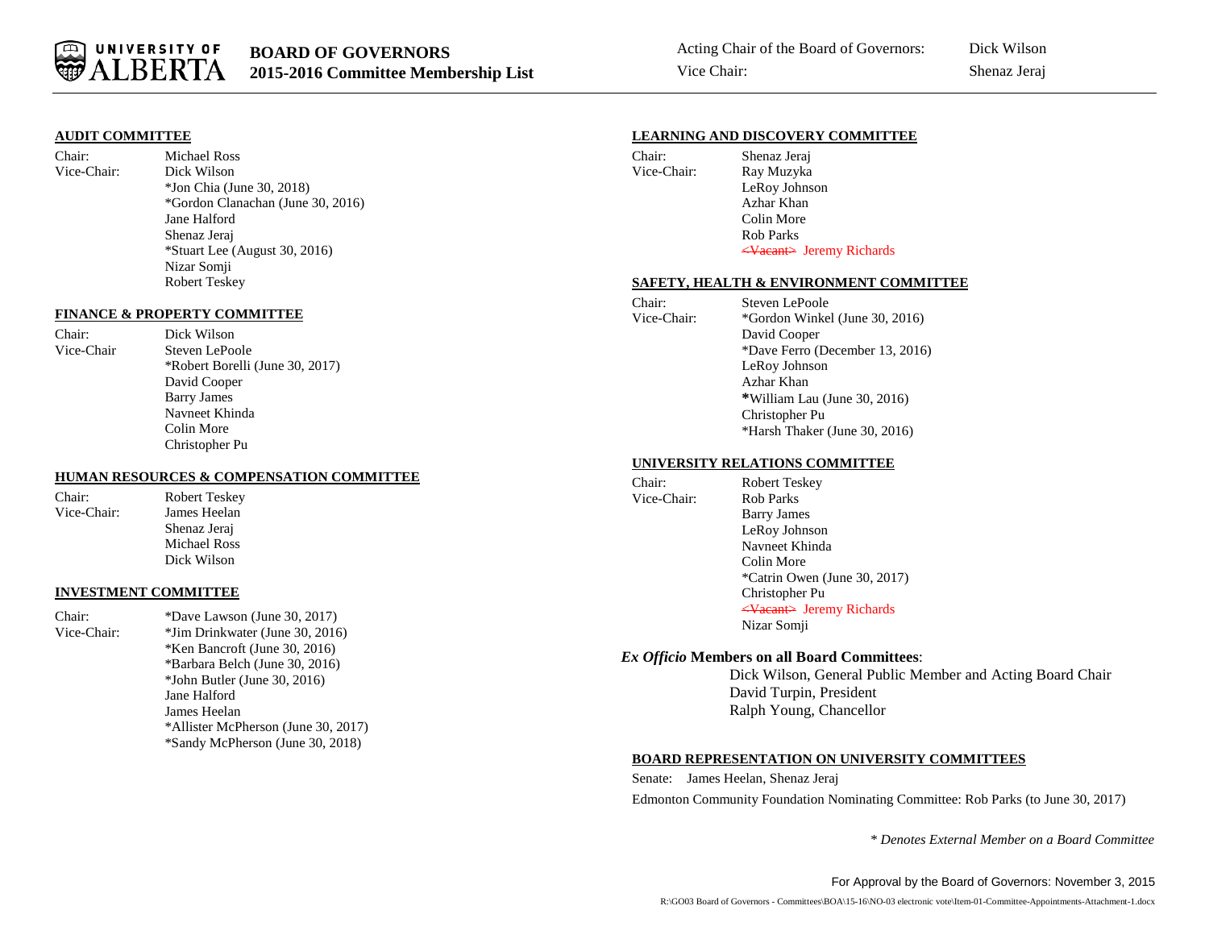UNIVERSITY OF ALBERTA

# BOARD OF GOVERNORS
## 2015-2016 Committee Membership List

Acting Chair of the Board of Governors: Dick Wilson
Vice Chair: Shenaz Jeraj

### AUDIT COMMITTEE

Chair: Michael Ross
Vice-Chair: Dick Wilson
*Jon Chia (June 30, 2018)
*Gordon Clanachan (June 30, 2016)
Jane Halford
Shenaz Jeraj
*Stuart Lee (August 30, 2016)
Nizar Somji
Robert Teskey

### FINANCE & PROPERTY COMMITTEE

Chair: Dick Wilson
Vice-Chair Steven LePoole
*Robert Borelli (June 30, 2017)
David Cooper
Barry James
Navneet Khinda
Colin More
Christopher Pu

### HUMAN RESOURCES & COMPENSATION COMMITTEE

Chair: Robert Teskey
Vice-Chair: James Heelan
Shenaz Jeraj
Michael Ross
Dick Wilson

### INVESTMENT COMMITTEE

Chair: *Dave Lawson (June 30, 2017)
Vice-Chair: *Jim Drinkwater (June 30, 2016)
*Ken Bancroft (June 30, 2016)
*Barbara Belch (June 30, 2016)
*John Butler (June 30, 2016)
Jane Halford
James Heelan
*Allister McPherson (June 30, 2017)
*Sandy McPherson (June 30, 2018)

### LEARNING AND DISCOVERY COMMITTEE

Chair: Shenaz Jeraj
Vice-Chair: Ray Muzyka
LeRoy Johnson
Azhar Khan
Colin More
Rob Parks
~~<Vacant>~~ Jeremy Richards

### SAFETY, HEALTH & ENVIRONMENT COMMITTEE

Chair: Steven LePoole
Vice-Chair: *Gordon Winkel (June 30, 2016)
David Cooper
*Dave Ferro (December 13, 2016)
LeRoy Johnson
Azhar Khan
*William Lau (June 30, 2016)
Christopher Pu
*Harsh Thaker (June 30, 2016)

### UNIVERSITY RELATIONS COMMITTEE

Chair: Robert Teskey
Vice-Chair: Rob Parks
Barry James
LeRoy Johnson
Navneet Khinda
Colin More
*Catrin Owen (June 30, 2017)
Christopher Pu
~~<Vacant>~~ Jeremy Richards
Nizar Somji

***Ex Officio* Members on all Board Committees**:
Dick Wilson, General Public Member and Acting Board Chair
David Turpin, President
Ralph Young, Chancellor

### BOARD REPRESENTATION ON UNIVERSITY COMMITTEES

Senate: James Heelan, Shenaz Jeraj

Edmonton Community Foundation Nominating Committee: Rob Parks (to June 30, 2017)

*\* Denotes External Member on a Board Committee*

For Approval by the Board of Governors: November 3, 2015

R:\GO03 Board of Governors - Committees\BOA\15-16\NO-03 electronic vote\Item-01-Committee-Appointments-Attachment-1.docx